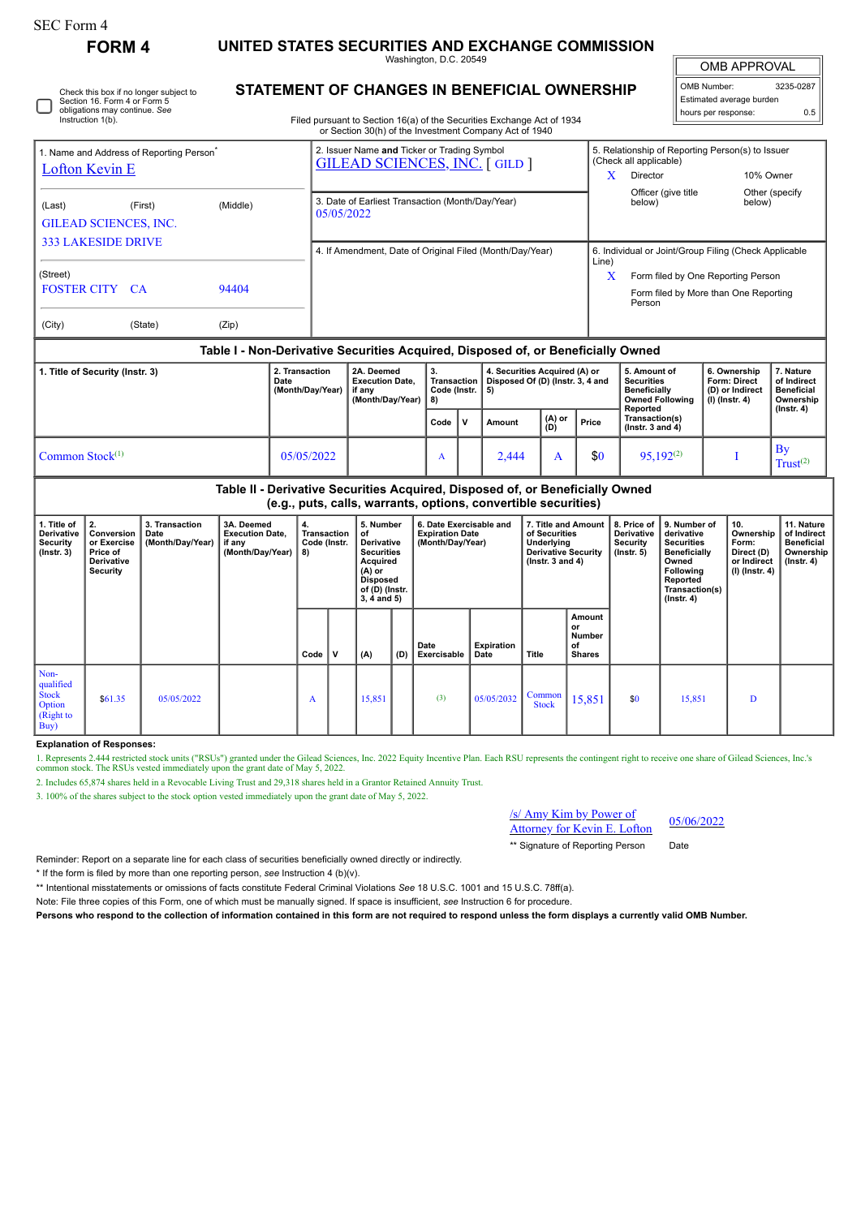SEC Form 4

# FORM 4

# UNITED STATES SECURITIES AND EXCHANGE COMMISSION

Washington, D.C. 20549

## STATEMENT OF CHANGES IN BENEFICIAL OWNERSHIP

Filed pursuant to Section 16(a) of the Securities Exchange Act of 1934 or Section 30(h) of the Investment Company Act of 1940

| OMB APPROVAL | |
|---|---|
| OMB Number: | 3235-0287 |
| Estimated average burden | |
| hours per response: | 0.5 |

☐ Check this box if no longer subject to Section 16. Form 4 or Form 5 obligations may continue. *See* Instruction 1(b).

1. Name and Address of Reporting Person*
Lofton Kevin E

(Last) (First) (Middle)
GILEAD SCIENCES, INC.
333 LAKESIDE DRIVE

(Street)
FOSTER CITY CA 94404

(City) (State) (Zip)

2. Issuer Name **and** Ticker or Trading Symbol
GILEAD SCIENCES, INC. [ GILD ]

3. Date of Earliest Transaction (Month/Day/Year)
05/05/2022

4. If Amendment, Date of Original Filed (Month/Day/Year)

5. Relationship of Reporting Person(s) to Issuer (Check all applicable)
X Director
10% Owner
Officer (give title below)
Other (specify below)

6. Individual or Joint/Group Filing (Check Applicable Line)
X Form filed by One Reporting Person
Form filed by More than One Reporting Person

### Table I - Non-Derivative Securities Acquired, Disposed of, or Beneficially Owned

| 1. Title of Security (Instr. 3) | 2. Transaction Date (Month/Day/Year) | 2A. Deemed Execution Date, if any (Month/Day/Year) | 3. Transaction Code (Instr. 8) | | 4. Securities Acquired (A) or Disposed Of (D) (Instr. 3, 4 and 5) | | | 5. Amount of Securities Beneficially Owned Following Reported Transaction(s) (Instr. 3 and 4) | 6. Ownership Form: Direct (D) or Indirect (I) (Instr. 4) | 7. Nature of Indirect Beneficial Ownership (Instr. 4) |
|---|---|---|---|---|---|---|---|---|---|---|
| | | | Code | V | Amount | (A) or (D) | Price | | | |
| Common Stock[1] | 05/05/2022 | | A | | 2,444 | A | $0 | 95,192[2] | I | By Trust[2] |

### Table II - Derivative Securities Acquired, Disposed of, or Beneficially Owned (e.g., puts, calls, warrants, options, convertible securities)

| 1. Title of Derivative Security (Instr. 3) | 2. Conversion or Exercise Price of Derivative Security | 3. Transaction Date (Month/Day/Year) | 3A. Deemed Execution Date, if any (Month/Day/Year) | 4. Transaction Code (Instr. 8) | | 5. Number of Derivative Securities Acquired (A) or Disposed of (D) (Instr. 3, 4 and 5) | | 6. Date Exercisable and Expiration Date (Month/Day/Year) | | 7. Title and Amount Underlying Derivative Security (Instr. 3 and 4) | | 8. Price of Derivative Security (Instr. 5) | 9. Number of derivative Securities Beneficially Owned Following Reported Transaction(s) (Instr. 4) | 10. Ownership Form: Direct (D) or Indirect (I) (Instr. 4) | 11. Nature of Indirect Beneficial Ownership (Instr. 4) |
|---|---|---|---|---|---|---|---|---|---|---|---|---|---|---|---|
| | | | | Code | V | (A) | (D) | Date Exercisable | Expiration Date | Title | Amount or Number of Shares | | | | |
| Non-qualified Stock Option (Right to Buy) | $61.35 | 05/05/2022 | | A | | 15,851 | | (3) | 05/05/2032 | Common Stock | 15,851 | $0 | 15,851 | D | |

**Explanation of Responses:**

1. Represents 2,444 restricted stock units ("RSUs") granted under the Gilead Sciences, Inc. 2022 Equity Incentive Plan. Each RSU represents the contingent right to receive one share of Gilead Sciences, Inc.'s common stock. The RSUs vested immediately upon the grant date of May 5, 2022.

2. Includes 65,874 shares held in a Revocable Living Trust and 29,318 shares held in a Grantor Retained Annuity Trust.

3. 100% of the shares subject to the stock option vested immediately upon the grant date of May 5, 2022.

/s/ Amy Kim by Power of Attorney for Kevin E. Lofton — 05/06/2022

** Signature of Reporting Person — Date

Reminder: Report on a separate line for each class of securities beneficially owned directly or indirectly.

\* If the form is filed by more than one reporting person, *see* Instruction 4 (b)(v).

\*\* Intentional misstatements or omissions of facts constitute Federal Criminal Violations *See* 18 U.S.C. 1001 and 15 U.S.C. 78ff(a).

Note: File three copies of this Form, one of which must be manually signed. If space is insufficient, *see* Instruction 6 for procedure.

**Persons who respond to the collection of information contained in this form are not required to respond unless the form displays a currently valid OMB Number.**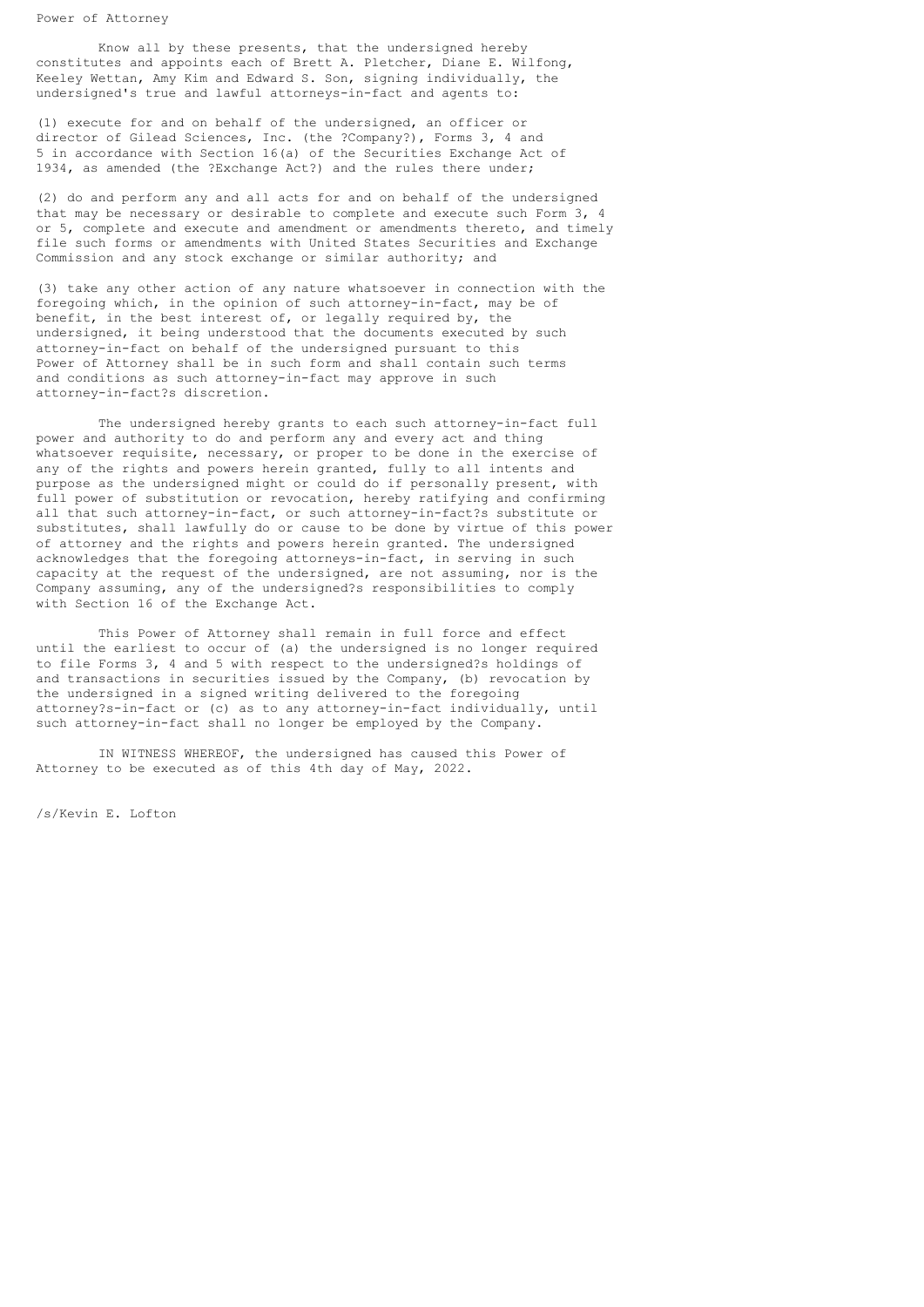Power of Attorney

Know all by these presents, that the undersigned hereby constitutes and appoints each of Brett A. Pletcher, Diane E. Wilfong, Keeley Wettan, Amy Kim and Edward S. Son, signing individually, the undersigned's true and lawful attorneys-in-fact and agents to:

(1) execute for and on behalf of the undersigned, an officer or director of Gilead Sciences, Inc. (the ?Company?), Forms 3, 4 and 5 in accordance with Section 16(a) of the Securities Exchange Act of 1934, as amended (the ?Exchange Act?) and the rules there under;

(2) do and perform any and all acts for and on behalf of the undersigned that may be necessary or desirable to complete and execute such Form 3, 4 or 5, complete and execute and amendment or amendments thereto, and timely file such forms or amendments with United States Securities and Exchange Commission and any stock exchange or similar authority; and

(3) take any other action of any nature whatsoever in connection with the foregoing which, in the opinion of such attorney-in-fact, may be of benefit, in the best interest of, or legally required by, the undersigned, it being understood that the documents executed by such attorney-in-fact on behalf of the undersigned pursuant to this Power of Attorney shall be in such form and shall contain such terms and conditions as such attorney-in-fact may approve in such attorney-in-fact?s discretion.

The undersigned hereby grants to each such attorney-in-fact full power and authority to do and perform any and every act and thing whatsoever requisite, necessary, or proper to be done in the exercise of any of the rights and powers herein granted, fully to all intents and purpose as the undersigned might or could do if personally present, with full power of substitution or revocation, hereby ratifying and confirming all that such attorney-in-fact, or such attorney-in-fact?s substitute or substitutes, shall lawfully do or cause to be done by virtue of this power of attorney and the rights and powers herein granted. The undersigned acknowledges that the foregoing attorneys-in-fact, in serving in such capacity at the request of the undersigned, are not assuming, nor is the Company assuming, any of the undersigned?s responsibilities to comply with Section 16 of the Exchange Act.

This Power of Attorney shall remain in full force and effect until the earliest to occur of (a) the undersigned is no longer required to file Forms 3, 4 and 5 with respect to the undersigned?s holdings of and transactions in securities issued by the Company, (b) revocation by the undersigned in a signed writing delivered to the foregoing attorney?s-in-fact or (c) as to any attorney-in-fact individually, until such attorney-in-fact shall no longer be employed by the Company.

IN WITNESS WHEREOF, the undersigned has caused this Power of Attorney to be executed as of this 4th day of May, 2022.

/s/Kevin E. Lofton